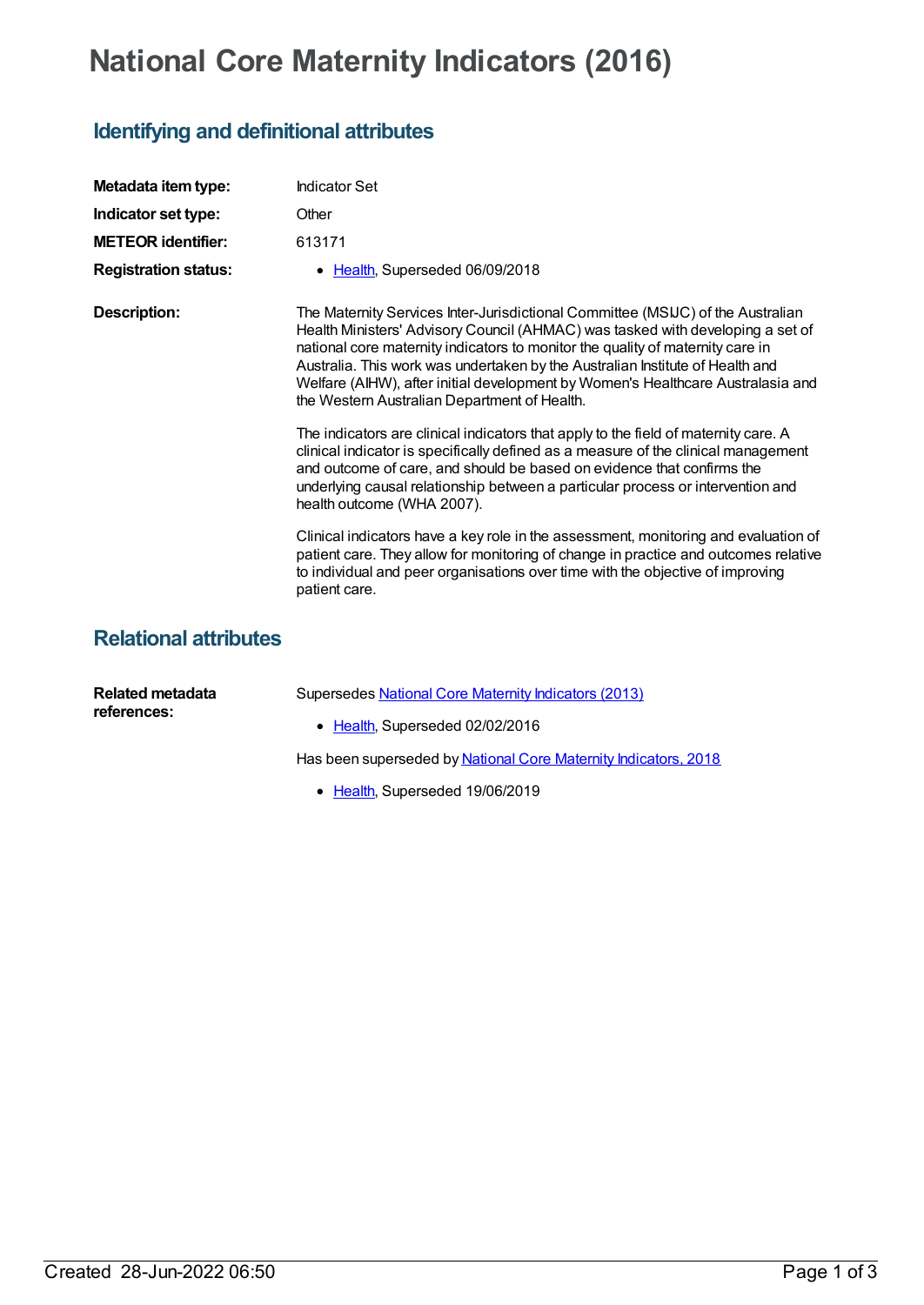# National Core Maternity Indicators (2016)

## Identifying and definitional attributes

| | |
|---|---|
| **Metadata item type:** | Indicator Set |
| **Indicator set type:** | Other |
| **METEOR identifier:** | 613171 |
| **Registration status:** | • Health, Superseded 06/09/2018 |

**Description:**

The Maternity Services Inter-Jurisdictional Committee (MSIJC) of the Australian Health Ministers' Advisory Council (AHMAC) was tasked with developing a set of national core maternity indicators to monitor the quality of maternity care in Australia. This work was undertaken by the Australian Institute of Health and Welfare (AIHW), after initial development by Women's Healthcare Australasia and the Western Australian Department of Health.

The indicators are clinical indicators that apply to the field of maternity care. A clinical indicator is specifically defined as a measure of the clinical management and outcome of care, and should be based on evidence that confirms the underlying causal relationship between a particular process or intervention and health outcome (WHA 2007).

Clinical indicators have a key role in the assessment, monitoring and evaluation of patient care. They allow for monitoring of change in practice and outcomes relative to individual and peer organisations over time with the objective of improving patient care.

## Relational attributes

**Related metadata references:**

Supersedes National Core Maternity Indicators (2013)

- Health, Superseded 02/02/2016

Has been superseded by National Core Maternity Indicators, 2018

- Health, Superseded 19/06/2019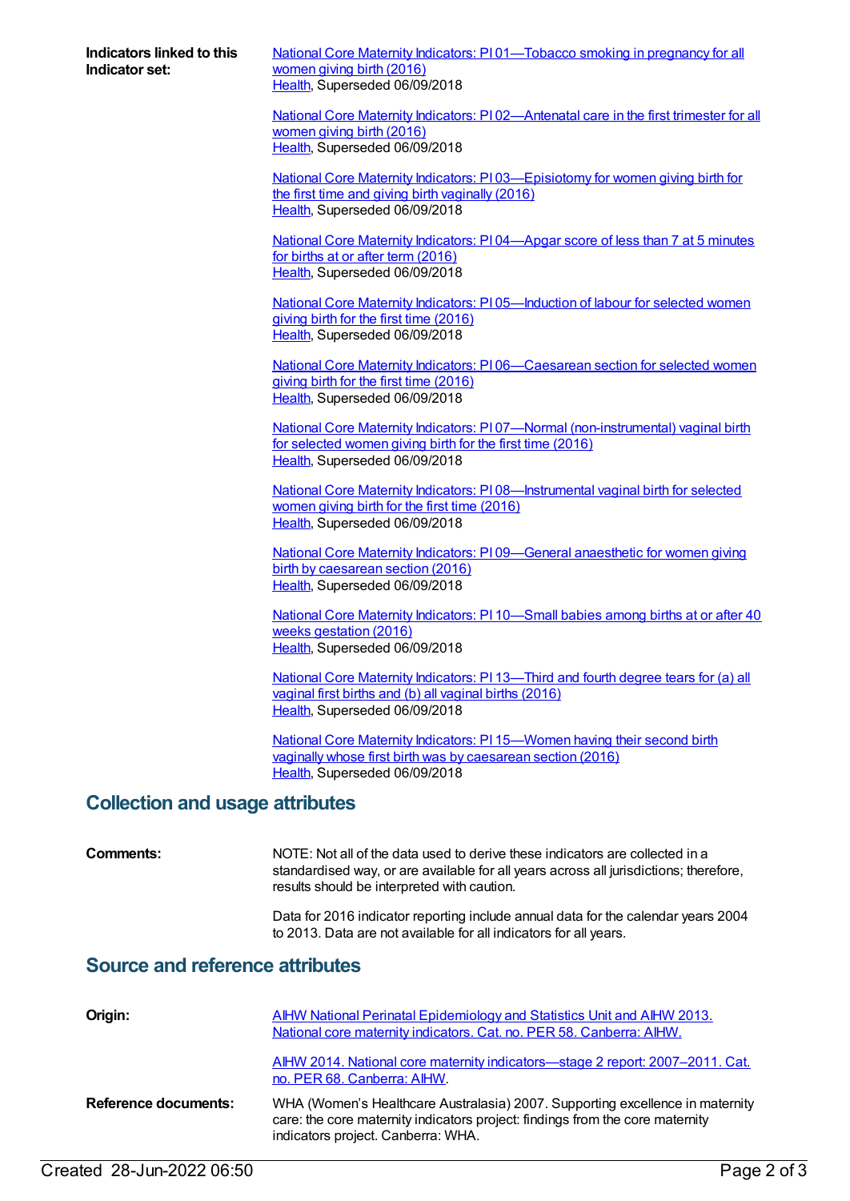**Indicators linked to this Indicator set:**

[National Core Maternity Indicators: PI 01—Tobacco smoking in pregnancy for all women giving birth (2016)](#)
[Health](#), Superseded 06/09/2018

[National Core Maternity Indicators: PI 02—Antenatal care in the first trimester for all women giving birth (2016)](#)
[Health](#), Superseded 06/09/2018

[National Core Maternity Indicators: PI 03—Episiotomy for women giving birth for the first time and giving birth vaginally (2016)](#)
[Health](#), Superseded 06/09/2018

[National Core Maternity Indicators: PI 04—Apgar score of less than 7 at 5 minutes for births at or after term (2016)](#)
[Health](#), Superseded 06/09/2018

[National Core Maternity Indicators: PI 05—Induction of labour for selected women giving birth for the first time (2016)](#)
[Health](#), Superseded 06/09/2018

[National Core Maternity Indicators: PI 06—Caesarean section for selected women giving birth for the first time (2016)](#)
[Health](#), Superseded 06/09/2018

[National Core Maternity Indicators: PI 07—Normal (non-instrumental) vaginal birth for selected women giving birth for the first time (2016)](#)
[Health](#), Superseded 06/09/2018

[National Core Maternity Indicators: PI 08—Instrumental vaginal birth for selected women giving birth for the first time (2016)](#)
[Health](#), Superseded 06/09/2018

[National Core Maternity Indicators: PI 09—General anaesthetic for women giving birth by caesarean section (2016)](#)
[Health](#), Superseded 06/09/2018

[National Core Maternity Indicators: PI 10—Small babies among births at or after 40 weeks gestation (2016)](#)
[Health](#), Superseded 06/09/2018

[National Core Maternity Indicators: PI 13—Third and fourth degree tears for (a) all vaginal first births and (b) all vaginal births (2016)](#)
[Health](#), Superseded 06/09/2018

[National Core Maternity Indicators: PI 15—Women having their second birth vaginally whose first birth was by caesarean section (2016)](#)
[Health](#), Superseded 06/09/2018

## Collection and usage attributes

**Comments:**

NOTE: Not all of the data used to derive these indicators are collected in a standardised way, or are available for all years across all jurisdictions; therefore, results should be interpreted with caution.

Data for 2016 indicator reporting include annual data for the calendar years 2004 to 2013. Data are not available for all indicators for all years.

## Source and reference attributes

**Origin:**

[AIHW National Perinatal Epidemiology and Statistics Unit and AIHW 2013. National core maternity indicators. Cat. no. PER 58. Canberra: AIHW.](#)

[AIHW 2014. National core maternity indicators—stage 2 report: 2007–2011. Cat. no. PER 68. Canberra: AIHW](#).

**Reference documents:**

WHA (Women's Healthcare Australasia) 2007. Supporting excellence in maternity care: the core maternity indicators project: findings from the core maternity indicators project. Canberra: WHA.